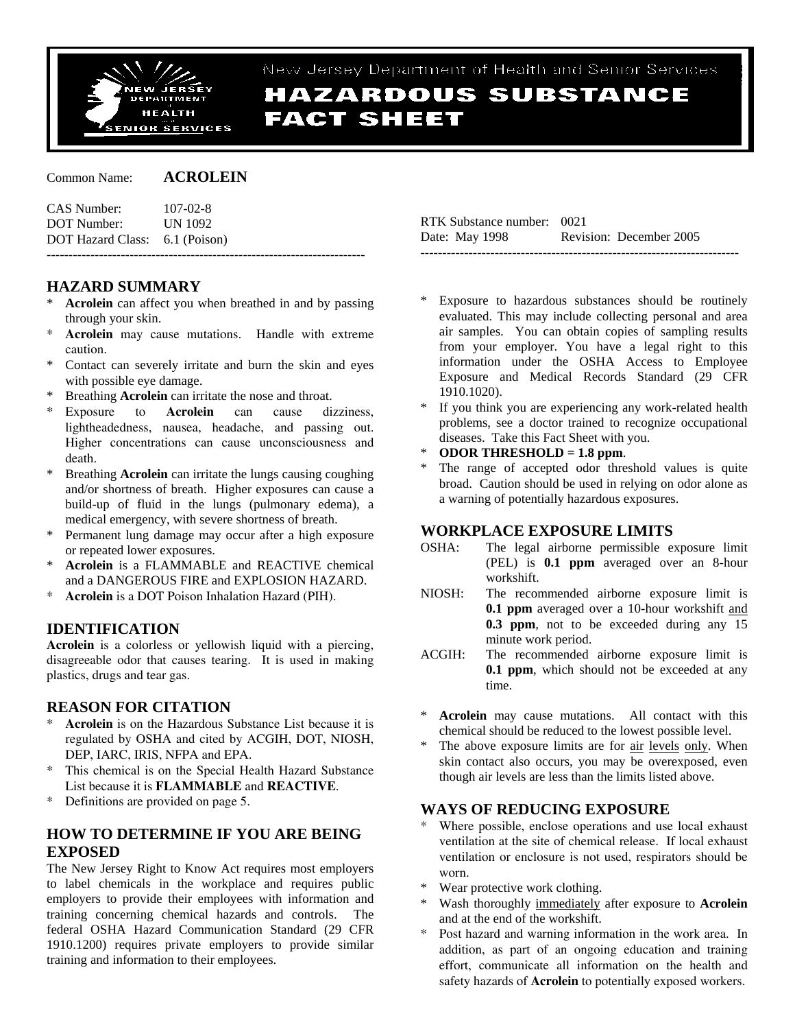# New Jersey Department of Health and Senior Services

# HAZARDOUS SUBSTANCE FACT SHEET

Common Name: **ACROLEIN**

CAS Number: 107-02-8
DOT Number: UN 1092
DOT Hazard Class: 6.1 (Poison)

RTK Substance number: 0021
Date: May 1998 Revision: December 2005

---

## HAZARD SUMMARY

* **Acrolein** can affect you when breathed in and by passing through your skin.
* **Acrolein** may cause mutations. Handle with extreme caution.
* Contact can severely irritate and burn the skin and eyes with possible eye damage.
* Breathing **Acrolein** can irritate the nose and throat.
* Exposure to **Acrolein** can cause dizziness, lightheadedness, nausea, headache, and passing out. Higher concentrations can cause unconsciousness and death.
* Breathing **Acrolein** can irritate the lungs causing coughing and/or shortness of breath. Higher exposures can cause a build-up of fluid in the lungs (pulmonary edema), a medical emergency, with severe shortness of breath.
* Permanent lung damage may occur after a high exposure or repeated lower exposures.
* **Acrolein** is a FLAMMABLE and REACTIVE chemical and a DANGEROUS FIRE and EXPLOSION HAZARD.
* **Acrolein** is a DOT Poison Inhalation Hazard (PIH).

## IDENTIFICATION

**Acrolein** is a colorless or yellowish liquid with a piercing, disagreeable odor that causes tearing. It is used in making plastics, drugs and tear gas.

## REASON FOR CITATION

* **Acrolein** is on the Hazardous Substance List because it is regulated by OSHA and cited by ACGIH, DOT, NIOSH, DEP, IARC, IRIS, NFPA and EPA.
* This chemical is on the Special Health Hazard Substance List because it is **FLAMMABLE** and **REACTIVE**.
* Definitions are provided on page 5.

## HOW TO DETERMINE IF YOU ARE BEING EXPOSED

The New Jersey Right to Know Act requires most employers to label chemicals in the workplace and requires public employers to provide their employees with information and training concerning chemical hazards and controls. The federal OSHA Hazard Communication Standard (29 CFR 1910.1200) requires private employers to provide similar training and information to their employees.

* Exposure to hazardous substances should be routinely evaluated. This may include collecting personal and area air samples. You can obtain copies of sampling results from your employer. You have a legal right to this information under the OSHA Access to Employee Exposure and Medical Records Standard (29 CFR 1910.1020).
* If you think you are experiencing any work-related health problems, see a doctor trained to recognize occupational diseases. Take this Fact Sheet with you.
* **ODOR THRESHOLD = 1.8 ppm**.
* The range of accepted odor threshold values is quite broad. Caution should be used in relying on odor alone as a warning of potentially hazardous exposures.

## WORKPLACE EXPOSURE LIMITS

OSHA: The legal airborne permissible exposure limit (PEL) is **0.1 ppm** averaged over an 8-hour workshift.

NIOSH: The recommended airborne exposure limit is **0.1 ppm** averaged over a 10-hour workshift and **0.3 ppm**, not to be exceeded during any 15 minute work period.

ACGIH: The recommended airborne exposure limit is **0.1 ppm**, which should not be exceeded at any time.

* **Acrolein** may cause mutations. All contact with this chemical should be reduced to the lowest possible level.
* The above exposure limits are for air levels only. When skin contact also occurs, you may be overexposed, even though air levels are less than the limits listed above.

## WAYS OF REDUCING EXPOSURE

* Where possible, enclose operations and use local exhaust ventilation at the site of chemical release. If local exhaust ventilation or enclosure is not used, respirators should be worn.
* Wear protective work clothing.
* Wash thoroughly immediately after exposure to **Acrolein** and at the end of the workshift.
* Post hazard and warning information in the work area. In addition, as part of an ongoing education and training effort, communicate all information on the health and safety hazards of **Acrolein** to potentially exposed workers.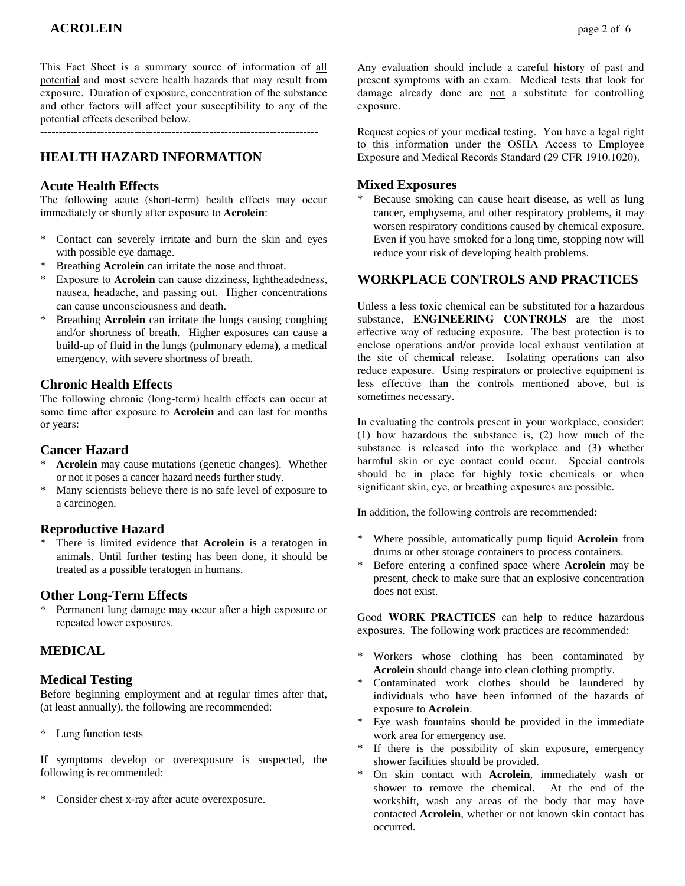This Fact Sheet is a summary source of information of all potential and most severe health hazards that may result from exposure. Duration of exposure, concentration of the substance and other factors will affect your susceptibility to any of the potential effects described below.

---

## HEALTH HAZARD INFORMATION

### Acute Health Effects

The following acute (short-term) health effects may occur immediately or shortly after exposure to **Acrolein**:

* Contact can severely irritate and burn the skin and eyes with possible eye damage.
* Breathing **Acrolein** can irritate the nose and throat.
* Exposure to **Acrolein** can cause dizziness, lightheadedness, nausea, headache, and passing out. Higher concentrations can cause unconsciousness and death.
* Breathing **Acrolein** can irritate the lungs causing coughing and/or shortness of breath. Higher exposures can cause a build-up of fluid in the lungs (pulmonary edema), a medical emergency, with severe shortness of breath.

### Chronic Health Effects

The following chronic (long-term) health effects can occur at some time after exposure to **Acrolein** and can last for months or years:

### Cancer Hazard

* **Acrolein** may cause mutations (genetic changes). Whether or not it poses a cancer hazard needs further study.
* Many scientists believe there is no safe level of exposure to a carcinogen.

### Reproductive Hazard

* There is limited evidence that **Acrolein** is a teratogen in animals. Until further testing has been done, it should be treated as a possible teratogen in humans.

### Other Long-Term Effects

* Permanent lung damage may occur after a high exposure or repeated lower exposures.

## MEDICAL

### Medical Testing

Before beginning employment and at regular times after that, (at least annually), the following are recommended:

* Lung function tests

If symptoms develop or overexposure is suspected, the following is recommended:

* Consider chest x-ray after acute overexposure.

Any evaluation should include a careful history of past and present symptoms with an exam. Medical tests that look for damage already done are not a substitute for controlling exposure.

Request copies of your medical testing. You have a legal right to this information under the OSHA Access to Employee Exposure and Medical Records Standard (29 CFR 1910.1020).

### Mixed Exposures

* Because smoking can cause heart disease, as well as lung cancer, emphysema, and other respiratory problems, it may worsen respiratory conditions caused by chemical exposure. Even if you have smoked for a long time, stopping now will reduce your risk of developing health problems.

## WORKPLACE CONTROLS AND PRACTICES

Unless a less toxic chemical can be substituted for a hazardous substance, **ENGINEERING CONTROLS** are the most effective way of reducing exposure. The best protection is to enclose operations and/or provide local exhaust ventilation at the site of chemical release. Isolating operations can also reduce exposure. Using respirators or protective equipment is less effective than the controls mentioned above, but is sometimes necessary.

In evaluating the controls present in your workplace, consider: (1) how hazardous the substance is, (2) how much of the substance is released into the workplace and (3) whether harmful skin or eye contact could occur. Special controls should be in place for highly toxic chemicals or when significant skin, eye, or breathing exposures are possible.

In addition, the following controls are recommended:

* Where possible, automatically pump liquid **Acrolein** from drums or other storage containers to process containers.
* Before entering a confined space where **Acrolein** may be present, check to make sure that an explosive concentration does not exist.

Good **WORK PRACTICES** can help to reduce hazardous exposures. The following work practices are recommended:

* Workers whose clothing has been contaminated by **Acrolein** should change into clean clothing promptly.
* Contaminated work clothes should be laundered by individuals who have been informed of the hazards of exposure to **Acrolein**.
* Eye wash fountains should be provided in the immediate work area for emergency use.
* If there is the possibility of skin exposure, emergency shower facilities should be provided.
* On skin contact with **Acrolein**, immediately wash or shower to remove the chemical. At the end of the workshift, wash any areas of the body that may have contacted **Acrolein**, whether or not known skin contact has occurred.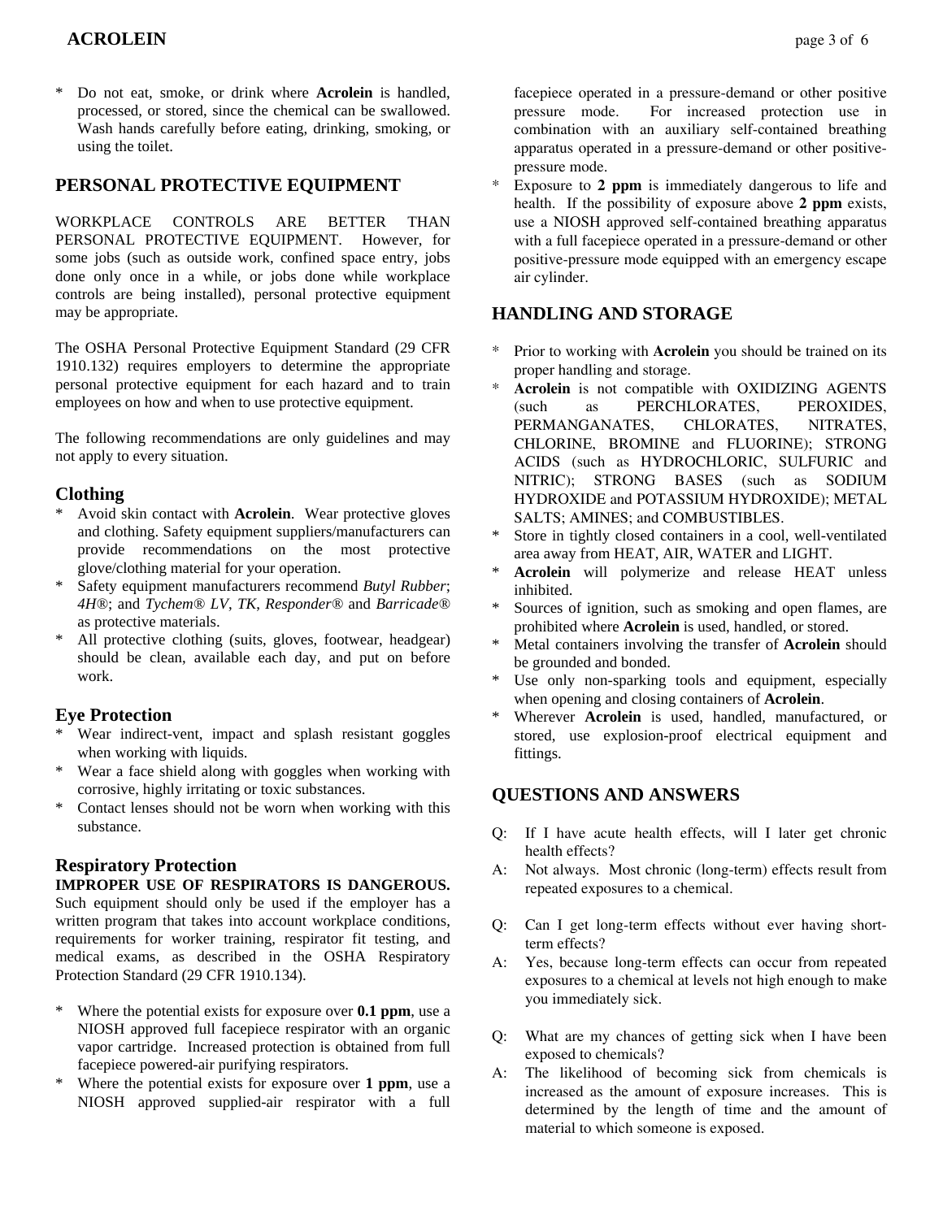* Do not eat, smoke, or drink where **Acrolein** is handled, processed, or stored, since the chemical can be swallowed. Wash hands carefully before eating, drinking, smoking, or using the toilet.

## PERSONAL PROTECTIVE EQUIPMENT

WORKPLACE CONTROLS ARE BETTER THAN PERSONAL PROTECTIVE EQUIPMENT. However, for some jobs (such as outside work, confined space entry, jobs done only once in a while, or jobs done while workplace controls are being installed), personal protective equipment may be appropriate.

The OSHA Personal Protective Equipment Standard (29 CFR 1910.132) requires employers to determine the appropriate personal protective equipment for each hazard and to train employees on how and when to use protective equipment.

The following recommendations are only guidelines and may not apply to every situation.

### Clothing

* Avoid skin contact with **Acrolein**. Wear protective gloves and clothing. Safety equipment suppliers/manufacturers can provide recommendations on the most protective glove/clothing material for your operation.
* Safety equipment manufacturers recommend *Butyl Rubber*; *4H®*; and *Tychem® LV*, *TK*, *Responder®* and *Barricade®* as protective materials.
* All protective clothing (suits, gloves, footwear, headgear) should be clean, available each day, and put on before work.

### Eye Protection

* Wear indirect-vent, impact and splash resistant goggles when working with liquids.
* Wear a face shield along with goggles when working with corrosive, highly irritating or toxic substances.
* Contact lenses should not be worn when working with this substance.

### Respiratory Protection

**IMPROPER USE OF RESPIRATORS IS DANGEROUS.** Such equipment should only be used if the employer has a written program that takes into account workplace conditions, requirements for worker training, respirator fit testing, and medical exams, as described in the OSHA Respiratory Protection Standard (29 CFR 1910.134).

* Where the potential exists for exposure over **0.1 ppm**, use a NIOSH approved full facepiece respirator with an organic vapor cartridge. Increased protection is obtained from full facepiece powered-air purifying respirators.
* Where the potential exists for exposure over **1 ppm**, use a NIOSH approved supplied-air respirator with a full facepiece operated in a pressure-demand or other positive pressure mode. For increased protection use in combination with an auxiliary self-contained breathing apparatus operated in a pressure-demand or other positive-pressure mode.
* Exposure to **2 ppm** is immediately dangerous to life and health. If the possibility of exposure above **2 ppm** exists, use a NIOSH approved self-contained breathing apparatus with a full facepiece operated in a pressure-demand or other positive-pressure mode equipped with an emergency escape air cylinder.

## HANDLING AND STORAGE

* Prior to working with **Acrolein** you should be trained on its proper handling and storage.
* **Acrolein** is not compatible with OXIDIZING AGENTS (such as PERCHLORATES, PEROXIDES, PERMANGANATES, CHLORATES, NITRATES, CHLORINE, BROMINE and FLUORINE); STRONG ACIDS (such as HYDROCHLORIC, SULFURIC and NITRIC); STRONG BASES (such as SODIUM HYDROXIDE and POTASSIUM HYDROXIDE); METAL SALTS; AMINES; and COMBUSTIBLES.
* Store in tightly closed containers in a cool, well-ventilated area away from HEAT, AIR, WATER and LIGHT.
* **Acrolein** will polymerize and release HEAT unless inhibited.
* Sources of ignition, such as smoking and open flames, are prohibited where **Acrolein** is used, handled, or stored.
* Metal containers involving the transfer of **Acrolein** should be grounded and bonded.
* Use only non-sparking tools and equipment, especially when opening and closing containers of **Acrolein**.
* Wherever **Acrolein** is used, handled, manufactured, or stored, use explosion-proof electrical equipment and fittings.

## QUESTIONS AND ANSWERS

Q: If I have acute health effects, will I later get chronic health effects?
A: Not always. Most chronic (long-term) effects result from repeated exposures to a chemical.

Q: Can I get long-term effects without ever having short-term effects?
A: Yes, because long-term effects can occur from repeated exposures to a chemical at levels not high enough to make you immediately sick.

Q: What are my chances of getting sick when I have been exposed to chemicals?
A: The likelihood of becoming sick from chemicals is increased as the amount of exposure increases. This is determined by the length of time and the amount of material to which someone is exposed.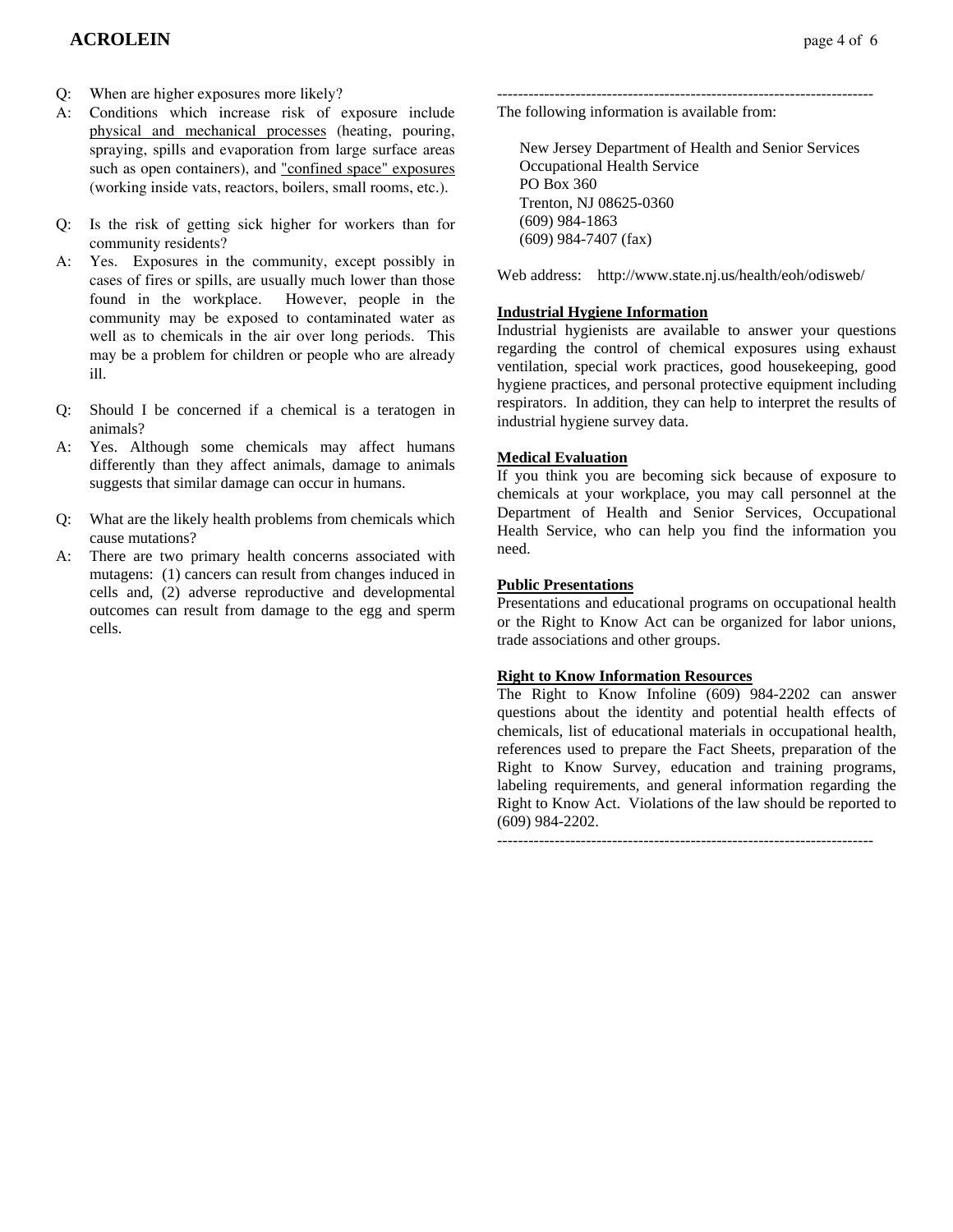Q: When are higher exposures more likely?

A: Conditions which increase risk of exposure include physical and mechanical processes (heating, pouring, spraying, spills and evaporation from large surface areas such as open containers), and "confined space" exposures (working inside vats, reactors, boilers, small rooms, etc.).

Q: Is the risk of getting sick higher for workers than for community residents?

A: Yes. Exposures in the community, except possibly in cases of fires or spills, are usually much lower than those found in the workplace. However, people in the community may be exposed to contaminated water as well as to chemicals in the air over long periods. This may be a problem for children or people who are already ill.

Q: Should I be concerned if a chemical is a teratogen in animals?

A: Yes. Although some chemicals may affect humans differently than they affect animals, damage to animals suggests that similar damage can occur in humans.

Q: What are the likely health problems from chemicals which cause mutations?

A: There are two primary health concerns associated with mutagens: (1) cancers can result from changes induced in cells and, (2) adverse reproductive and developmental outcomes can result from damage to the egg and sperm cells.

------------------------------------------------------------------------

The following information is available from:

New Jersey Department of Health and Senior Services
Occupational Health Service
PO Box 360
Trenton, NJ 08625-0360
(609) 984-1863
(609) 984-7407 (fax)

Web address: http://www.state.nj.us/health/eoh/odisweb/

**Industrial Hygiene Information**

Industrial hygienists are available to answer your questions regarding the control of chemical exposures using exhaust ventilation, special work practices, good housekeeping, good hygiene practices, and personal protective equipment including respirators. In addition, they can help to interpret the results of industrial hygiene survey data.

**Medical Evaluation**

If you think you are becoming sick because of exposure to chemicals at your workplace, you may call personnel at the Department of Health and Senior Services, Occupational Health Service, who can help you find the information you need.

**Public Presentations**

Presentations and educational programs on occupational health or the Right to Know Act can be organized for labor unions, trade associations and other groups.

**Right to Know Information Resources**

The Right to Know Infoline (609) 984-2202 can answer questions about the identity and potential health effects of chemicals, list of educational materials in occupational health, references used to prepare the Fact Sheets, preparation of the Right to Know Survey, education and training programs, labeling requirements, and general information regarding the Right to Know Act. Violations of the law should be reported to (609) 984-2202.

------------------------------------------------------------------------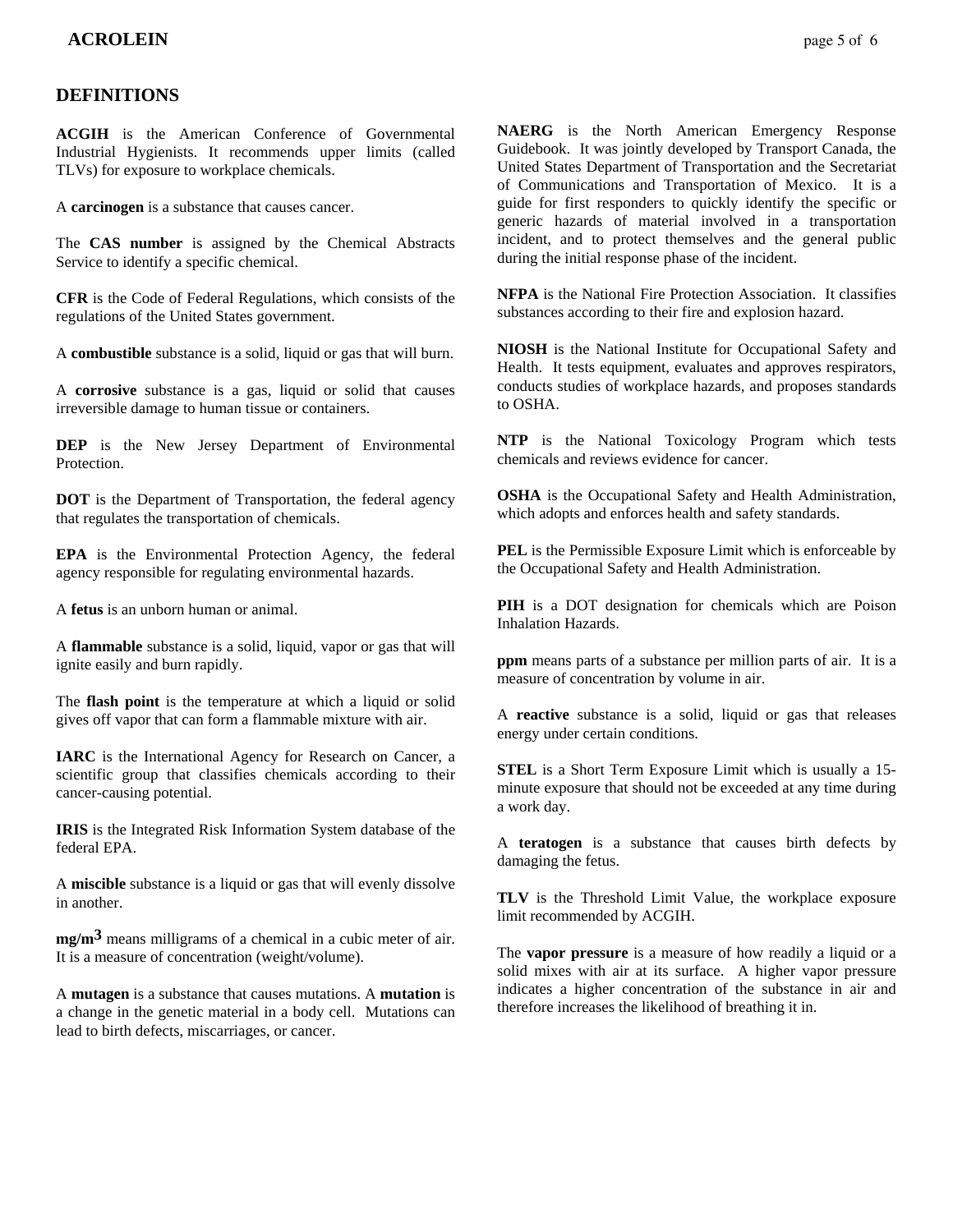## DEFINITIONS

**ACGIH** is the American Conference of Governmental Industrial Hygienists. It recommends upper limits (called TLVs) for exposure to workplace chemicals.

A **carcinogen** is a substance that causes cancer.

The **CAS number** is assigned by the Chemical Abstracts Service to identify a specific chemical.

**CFR** is the Code of Federal Regulations, which consists of the regulations of the United States government.

A **combustible** substance is a solid, liquid or gas that will burn.

A **corrosive** substance is a gas, liquid or solid that causes irreversible damage to human tissue or containers.

**DEP** is the New Jersey Department of Environmental Protection.

**DOT** is the Department of Transportation, the federal agency that regulates the transportation of chemicals.

**EPA** is the Environmental Protection Agency, the federal agency responsible for regulating environmental hazards.

A **fetus** is an unborn human or animal.

A **flammable** substance is a solid, liquid, vapor or gas that will ignite easily and burn rapidly.

The **flash point** is the temperature at which a liquid or solid gives off vapor that can form a flammable mixture with air.

**IARC** is the International Agency for Research on Cancer, a scientific group that classifies chemicals according to their cancer-causing potential.

**IRIS** is the Integrated Risk Information System database of the federal EPA.

A **miscible** substance is a liquid or gas that will evenly dissolve in another.

**mg/m$^3$** means milligrams of a chemical in a cubic meter of air. It is a measure of concentration (weight/volume).

A **mutagen** is a substance that causes mutations. A **mutation** is a change in the genetic material in a body cell. Mutations can lead to birth defects, miscarriages, or cancer.

**NAERG** is the North American Emergency Response Guidebook. It was jointly developed by Transport Canada, the United States Department of Transportation and the Secretariat of Communications and Transportation of Mexico. It is a guide for first responders to quickly identify the specific or generic hazards of material involved in a transportation incident, and to protect themselves and the general public during the initial response phase of the incident.

**NFPA** is the National Fire Protection Association. It classifies substances according to their fire and explosion hazard.

**NIOSH** is the National Institute for Occupational Safety and Health. It tests equipment, evaluates and approves respirators, conducts studies of workplace hazards, and proposes standards to OSHA.

**NTP** is the National Toxicology Program which tests chemicals and reviews evidence for cancer.

**OSHA** is the Occupational Safety and Health Administration, which adopts and enforces health and safety standards.

**PEL** is the Permissible Exposure Limit which is enforceable by the Occupational Safety and Health Administration.

**PIH** is a DOT designation for chemicals which are Poison Inhalation Hazards.

**ppm** means parts of a substance per million parts of air. It is a measure of concentration by volume in air.

A **reactive** substance is a solid, liquid or gas that releases energy under certain conditions.

**STEL** is a Short Term Exposure Limit which is usually a 15-minute exposure that should not be exceeded at any time during a work day.

A **teratogen** is a substance that causes birth defects by damaging the fetus.

**TLV** is the Threshold Limit Value, the workplace exposure limit recommended by ACGIH.

The **vapor pressure** is a measure of how readily a liquid or a solid mixes with air at its surface. A higher vapor pressure indicates a higher concentration of the substance in air and therefore increases the likelihood of breathing it in.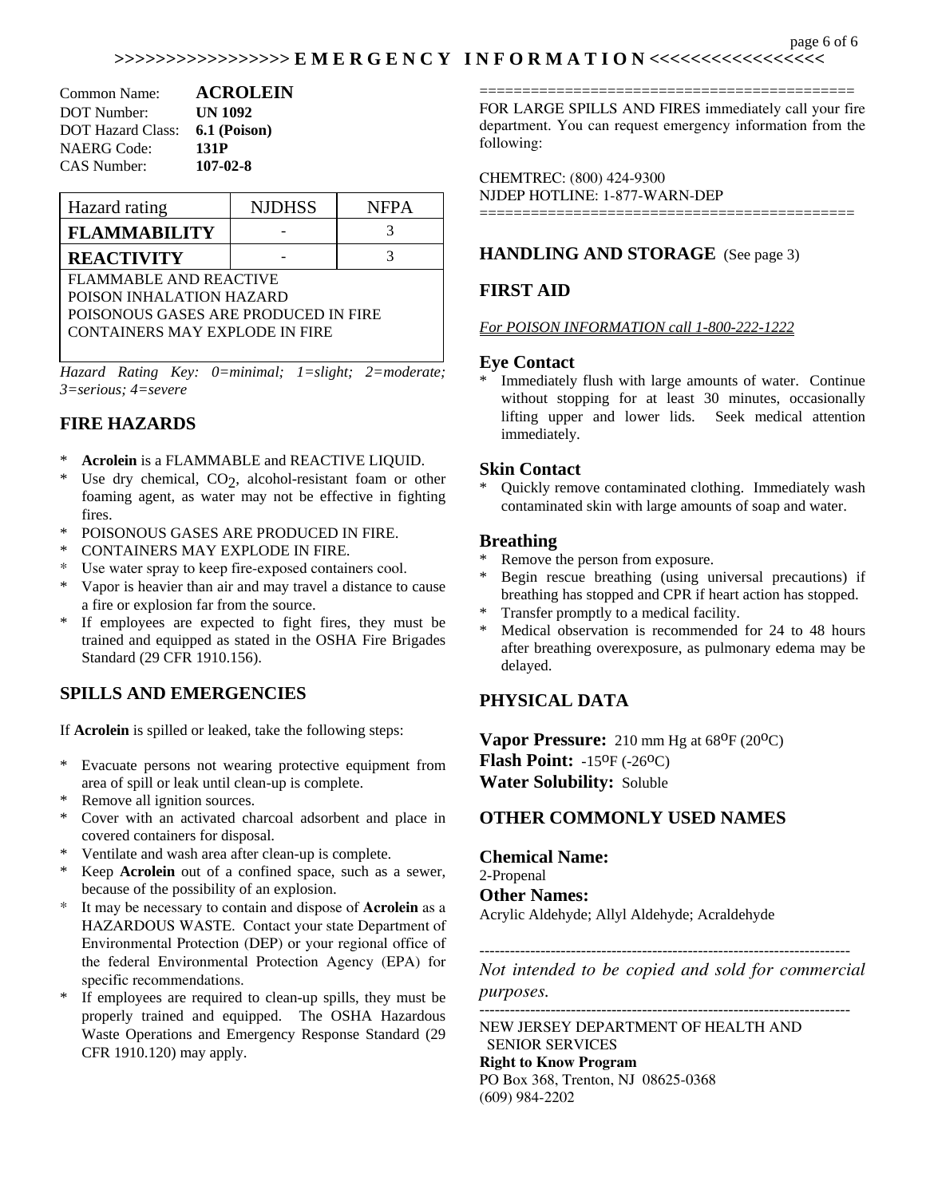# >>>>>>>>>>>>>>>>>> E M E R G E N C Y   I N F O R M A T I O N <<<<<<<<<<<<<<<<<<

Common Name: **ACROLEIN**
DOT Number: **UN 1092**
DOT Hazard Class: **6.1 (Poison)**
NAERG Code: **131P**
CAS Number: **107-02-8**

| Hazard rating | NJDHSS | NFPA |
|---|---|---|
| **FLAMMABILITY** | - | 3 |
| **REACTIVITY** | - | 3 |

FLAMMABLE AND REACTIVE
POISON INHALATION HAZARD
POISONOUS GASES ARE PRODUCED IN FIRE
CONTAINERS MAY EXPLODE IN FIRE

*Hazard Rating Key: 0=minimal; 1=slight; 2=moderate; 3=serious; 4=severe*

## FIRE HAZARDS

* **Acrolein** is a FLAMMABLE and REACTIVE LIQUID.
* Use dry chemical, $CO_2$, alcohol-resistant foam or other foaming agent, as water may not be effective in fighting fires.
* POISONOUS GASES ARE PRODUCED IN FIRE.
* CONTAINERS MAY EXPLODE IN FIRE.
* Use water spray to keep fire-exposed containers cool.
* Vapor is heavier than air and may travel a distance to cause a fire or explosion far from the source.
* If employees are expected to fight fires, they must be trained and equipped as stated in the OSHA Fire Brigades Standard (29 CFR 1910.156).

## SPILLS AND EMERGENCIES

If **Acrolein** is spilled or leaked, take the following steps:

* Evacuate persons not wearing protective equipment from area of spill or leak until clean-up is complete.
* Remove all ignition sources.
* Cover with an activated charcoal adsorbent and place in covered containers for disposal.
* Ventilate and wash area after clean-up is complete.
* Keep **Acrolein** out of a confined space, such as a sewer, because of the possibility of an explosion.
* It may be necessary to contain and dispose of **Acrolein** as a HAZARDOUS WASTE. Contact your state Department of Environmental Protection (DEP) or your regional office of the federal Environmental Protection Agency (EPA) for specific recommendations.
* If employees are required to clean-up spills, they must be properly trained and equipped. The OSHA Hazardous Waste Operations and Emergency Response Standard (29 CFR 1910.120) may apply.

===========================================

FOR LARGE SPILLS AND FIRES immediately call your fire department. You can request emergency information from the following:

CHEMTREC: (800) 424-9300
NJDEP HOTLINE: 1-877-WARN-DEP

===========================================

## HANDLING AND STORAGE (See page 3)

## FIRST AID

*For POISON INFORMATION call 1-800-222-1222*

### Eye Contact

* Immediately flush with large amounts of water. Continue without stopping for at least 30 minutes, occasionally lifting upper and lower lids. Seek medical attention immediately.

### Skin Contact

* Quickly remove contaminated clothing. Immediately wash contaminated skin with large amounts of soap and water.

### Breathing

* Remove the person from exposure.
* Begin rescue breathing (using universal precautions) if breathing has stopped and CPR if heart action has stopped.
* Transfer promptly to a medical facility.
* Medical observation is recommended for 24 to 48 hours after breathing overexposure, as pulmonary edema may be delayed.

## PHYSICAL DATA

**Vapor Pressure:** 210 mm Hg at 68$^o$F (20$^o$C)
**Flash Point:** -15$^o$F (-26$^o$C)
**Water Solubility:** Soluble

## OTHER COMMONLY USED NAMES

### Chemical Name:

2-Propenal

### Other Names:

Acrylic Aldehyde; Allyl Aldehyde; Acraldehyde

---

*Not intended to be copied and sold for commercial purposes.*

---

NEW JERSEY DEPARTMENT OF HEALTH AND SENIOR SERVICES
**Right to Know Program**
PO Box 368, Trenton, NJ 08625-0368
(609) 984-2202